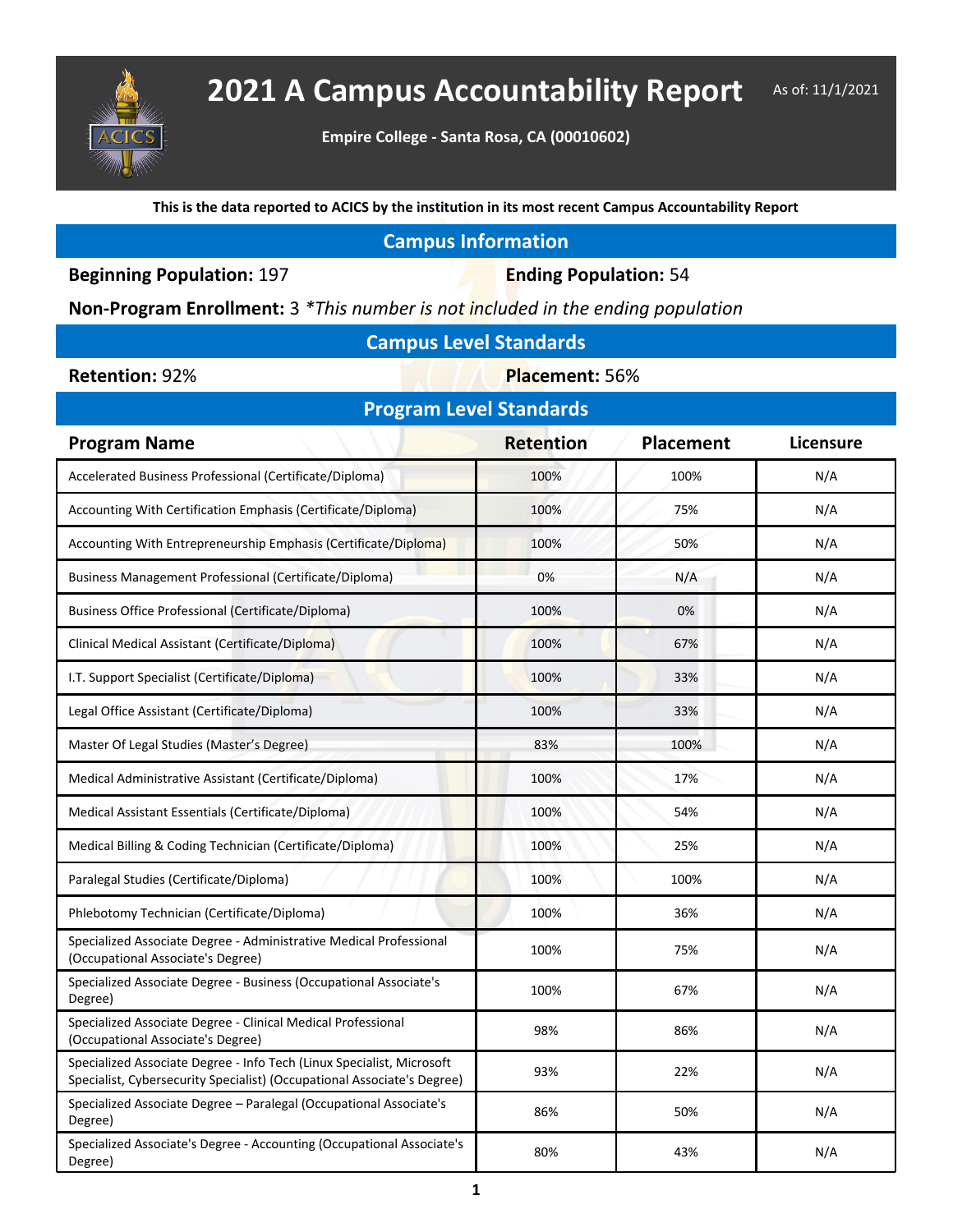# 2021 A Campus Accountability Report

As of: 11/1/2021

**Empire College - Santa Rosa, CA (00010602)**

**This is the data reported to ACICS by the institution in its most recent Campus Accountability Report**

## Campus Information

**Beginning Population:** 197

**Ending Population:** 54

**Non-Program Enrollment:** 3 *\*This number is not included in the ending population*

## Campus Level Standards

**Retention:** 92%

**Placement:** 56%

## Program Level Standards

| Program Name | Retention | Placement | Licensure |
|---|---|---|---|
| Accelerated Business Professional (Certificate/Diploma) | 100% | 100% | N/A |
| Accounting With Certification Emphasis (Certificate/Diploma) | 100% | 75% | N/A |
| Accounting With Entrepreneurship Emphasis (Certificate/Diploma) | 100% | 50% | N/A |
| Business Management Professional (Certificate/Diploma) | 0% | N/A | N/A |
| Business Office Professional (Certificate/Diploma) | 100% | 0% | N/A |
| Clinical Medical Assistant (Certificate/Diploma) | 100% | 67% | N/A |
| I.T. Support Specialist (Certificate/Diploma) | 100% | 33% | N/A |
| Legal Office Assistant (Certificate/Diploma) | 100% | 33% | N/A |
| Master Of Legal Studies (Master's Degree) | 83% | 100% | N/A |
| Medical Administrative Assistant (Certificate/Diploma) | 100% | 17% | N/A |
| Medical Assistant Essentials (Certificate/Diploma) | 100% | 54% | N/A |
| Medical Billing & Coding Technician (Certificate/Diploma) | 100% | 25% | N/A |
| Paralegal Studies (Certificate/Diploma) | 100% | 100% | N/A |
| Phlebotomy Technician (Certificate/Diploma) | 100% | 36% | N/A |
| Specialized Associate Degree - Administrative Medical Professional (Occupational Associate's Degree) | 100% | 75% | N/A |
| Specialized Associate Degree - Business (Occupational Associate's Degree) | 100% | 67% | N/A |
| Specialized Associate Degree - Clinical Medical Professional (Occupational Associate's Degree) | 98% | 86% | N/A |
| Specialized Associate Degree - Info Tech (Linux Specialist, Microsoft Specialist, Cybersecurity Specialist) (Occupational Associate's Degree) | 93% | 22% | N/A |
| Specialized Associate Degree – Paralegal (Occupational Associate's Degree) | 86% | 50% | N/A |
| Specialized Associate's Degree - Accounting (Occupational Associate's Degree) | 80% | 43% | N/A |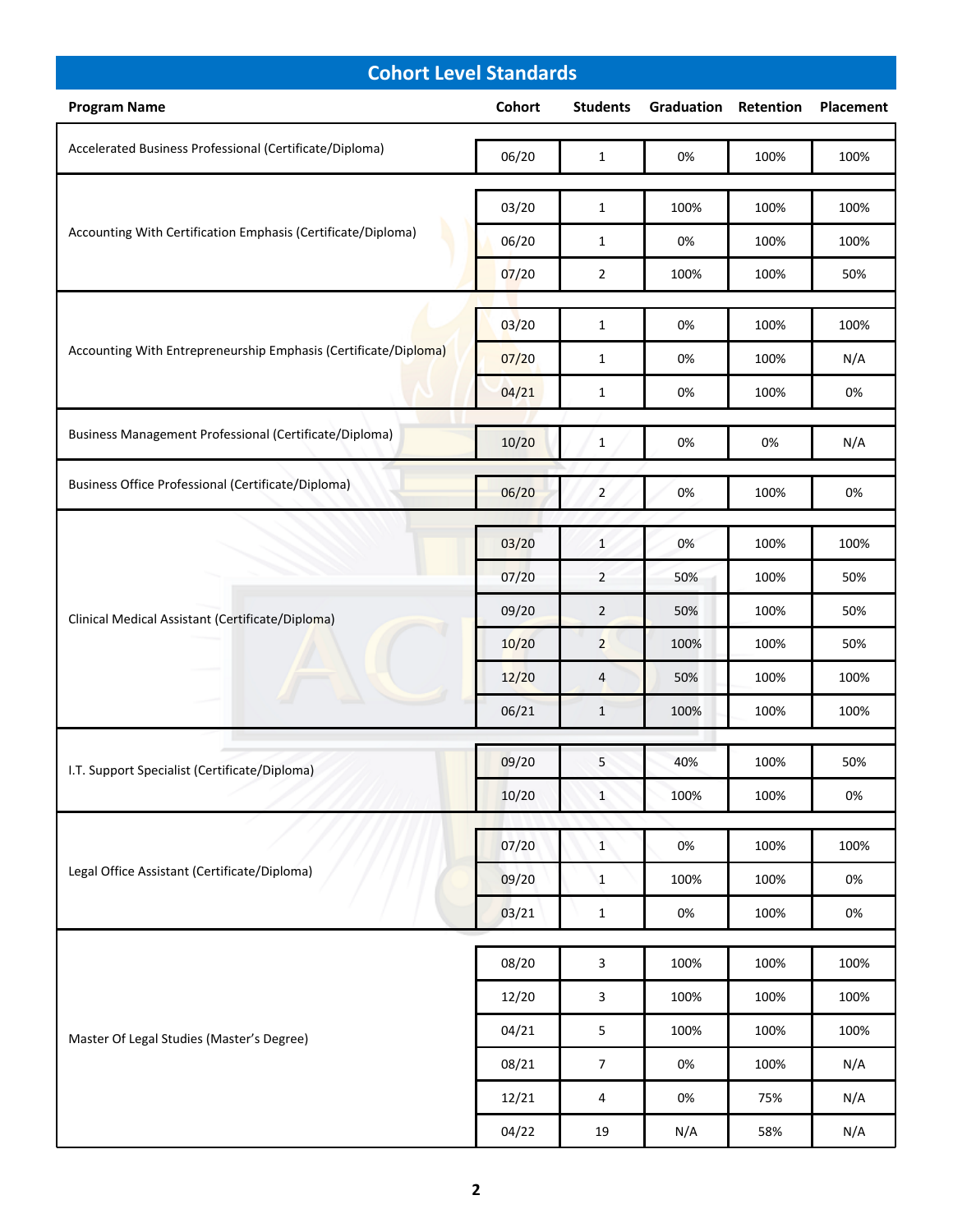## Cohort Level Standards

| Program Name | Cohort | Students | Graduation | Retention | Placement |
|---|---|---|---|---|---|
| Accelerated Business Professional (Certificate/Diploma) | 06/20 | 1 | 0% | 100% | 100% |
| Accounting With Certification Emphasis (Certificate/Diploma) | 03/20 | 1 | 100% | 100% | 100% |
| | 06/20 | 1 | 0% | 100% | 100% |
| | 07/20 | 2 | 100% | 100% | 50% |
| Accounting With Entrepreneurship Emphasis (Certificate/Diploma) | 03/20 | 1 | 0% | 100% | 100% |
| | 07/20 | 1 | 0% | 100% | N/A |
| | 04/21 | 1 | 0% | 100% | 0% |
| Business Management Professional (Certificate/Diploma) | 10/20 | 1 | 0% | 0% | N/A |
| Business Office Professional (Certificate/Diploma) | 06/20 | 2 | 0% | 100% | 0% |
| Clinical Medical Assistant (Certificate/Diploma) | 03/20 | 1 | 0% | 100% | 100% |
| | 07/20 | 2 | 50% | 100% | 50% |
| | 09/20 | 2 | 50% | 100% | 50% |
| | 10/20 | 2 | 100% | 100% | 50% |
| | 12/20 | 4 | 50% | 100% | 100% |
| | 06/21 | 1 | 100% | 100% | 100% |
| I.T. Support Specialist (Certificate/Diploma) | 09/20 | 5 | 40% | 100% | 50% |
| | 10/20 | 1 | 100% | 100% | 0% |
| Legal Office Assistant (Certificate/Diploma) | 07/20 | 1 | 0% | 100% | 100% |
| | 09/20 | 1 | 100% | 100% | 0% |
| | 03/21 | 1 | 0% | 100% | 0% |
| Master Of Legal Studies (Master's Degree) | 08/20 | 3 | 100% | 100% | 100% |
| | 12/20 | 3 | 100% | 100% | 100% |
| | 04/21 | 5 | 100% | 100% | 100% |
| | 08/21 | 7 | 0% | 100% | N/A |
| | 12/21 | 4 | 0% | 75% | N/A |
| | 04/22 | 19 | N/A | 58% | N/A |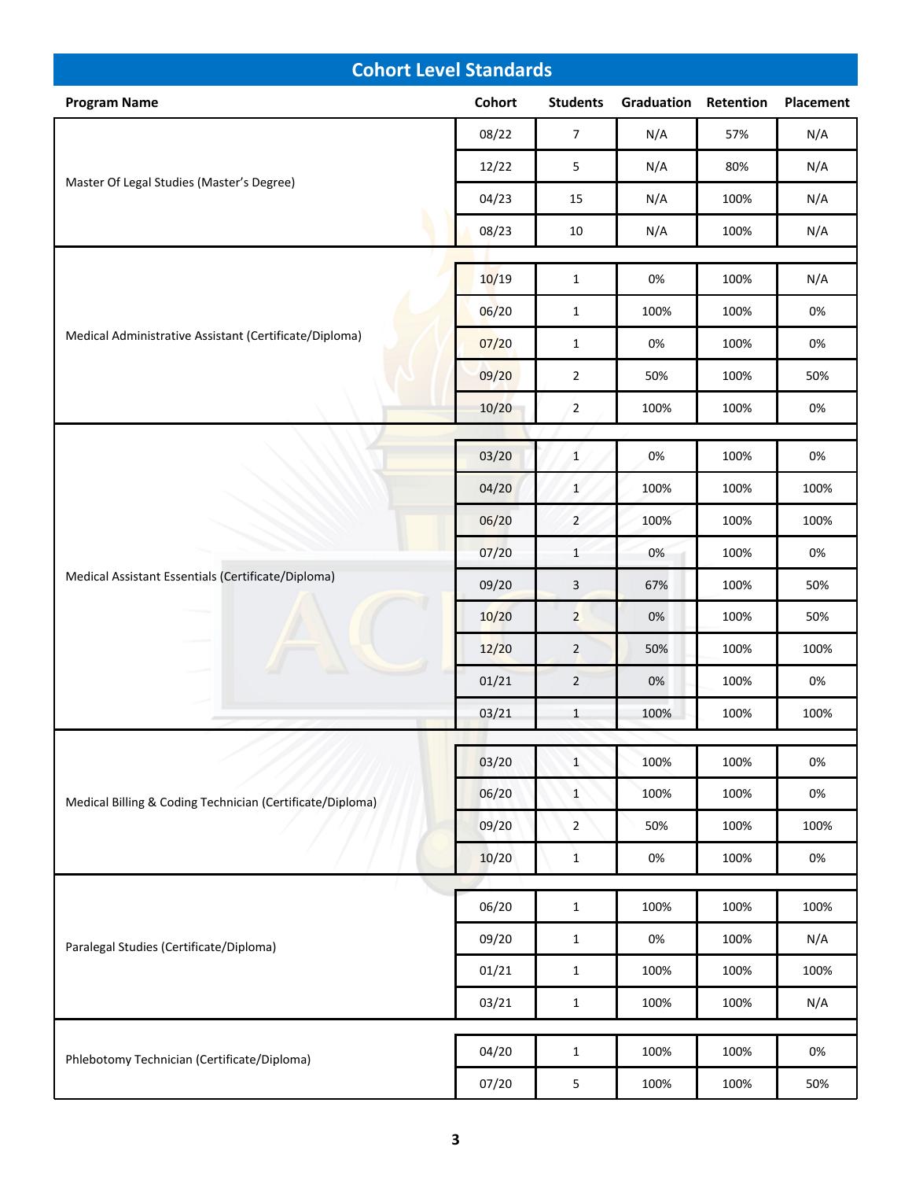## Cohort Level Standards

| Program Name | Cohort | Students | Graduation | Retention | Placement |
|---|---|---|---|---|---|
| Master Of Legal Studies (Master's Degree) | 08/22 | 7 | N/A | 57% | N/A |
| | 12/22 | 5 | N/A | 80% | N/A |
| | 04/23 | 15 | N/A | 100% | N/A |
| | 08/23 | 10 | N/A | 100% | N/A |
| Medical Administrative Assistant (Certificate/Diploma) | 10/19 | 1 | 0% | 100% | N/A |
| | 06/20 | 1 | 100% | 100% | 0% |
| | 07/20 | 1 | 0% | 100% | 0% |
| | 09/20 | 2 | 50% | 100% | 50% |
| | 10/20 | 2 | 100% | 100% | 0% |
| Medical Assistant Essentials (Certificate/Diploma) | 03/20 | 1 | 0% | 100% | 0% |
| | 04/20 | 1 | 100% | 100% | 100% |
| | 06/20 | 2 | 100% | 100% | 100% |
| | 07/20 | 1 | 0% | 100% | 0% |
| | 09/20 | 3 | 67% | 100% | 50% |
| | 10/20 | 2 | 0% | 100% | 50% |
| | 12/20 | 2 | 50% | 100% | 100% |
| | 01/21 | 2 | 0% | 100% | 0% |
| | 03/21 | 1 | 100% | 100% | 100% |
| Medical Billing & Coding Technician (Certificate/Diploma) | 03/20 | 1 | 100% | 100% | 0% |
| | 06/20 | 1 | 100% | 100% | 0% |
| | 09/20 | 2 | 50% | 100% | 100% |
| | 10/20 | 1 | 0% | 100% | 0% |
| Paralegal Studies (Certificate/Diploma) | 06/20 | 1 | 100% | 100% | 100% |
| | 09/20 | 1 | 0% | 100% | N/A |
| | 01/21 | 1 | 100% | 100% | 100% |
| | 03/21 | 1 | 100% | 100% | N/A |
| Phlebotomy Technician (Certificate/Diploma) | 04/20 | 1 | 100% | 100% | 0% |
| | 07/20 | 5 | 100% | 100% | 50% |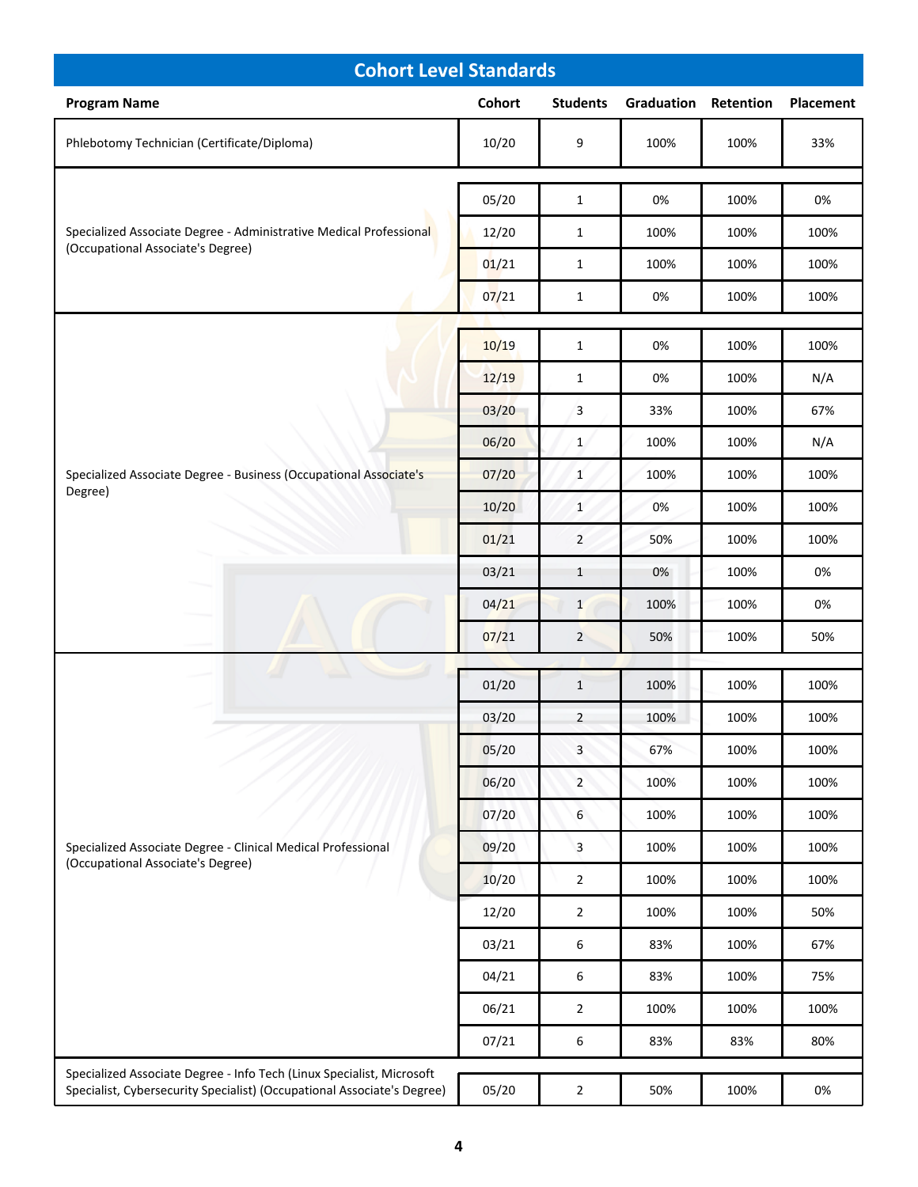## Cohort Level Standards

| Program Name | Cohort | Students | Graduation | Retention | Placement |
|---|---|---|---|---|---|
| Phlebotomy Technician (Certificate/Diploma) | 10/20 | 9 | 100% | 100% | 33% |
| Specialized Associate Degree - Administrative Medical Professional (Occupational Associate's Degree) | 05/20 | 1 | 0% | 100% | 0% |
| | 12/20 | 1 | 100% | 100% | 100% |
| | 01/21 | 1 | 100% | 100% | 100% |
| | 07/21 | 1 | 0% | 100% | 100% |
| Specialized Associate Degree - Business (Occupational Associate's Degree) | 10/19 | 1 | 0% | 100% | 100% |
| | 12/19 | 1 | 0% | 100% | N/A |
| | 03/20 | 3 | 33% | 100% | 67% |
| | 06/20 | 1 | 100% | 100% | N/A |
| | 07/20 | 1 | 100% | 100% | 100% |
| | 10/20 | 1 | 0% | 100% | 100% |
| | 01/21 | 2 | 50% | 100% | 100% |
| | 03/21 | 1 | 0% | 100% | 0% |
| | 04/21 | 1 | 100% | 100% | 0% |
| | 07/21 | 2 | 50% | 100% | 50% |
| Specialized Associate Degree - Clinical Medical Professional (Occupational Associate's Degree) | 01/20 | 1 | 100% | 100% | 100% |
| | 03/20 | 2 | 100% | 100% | 100% |
| | 05/20 | 3 | 67% | 100% | 100% |
| | 06/20 | 2 | 100% | 100% | 100% |
| | 07/20 | 6 | 100% | 100% | 100% |
| | 09/20 | 3 | 100% | 100% | 100% |
| | 10/20 | 2 | 100% | 100% | 100% |
| | 12/20 | 2 | 100% | 100% | 50% |
| | 03/21 | 6 | 83% | 100% | 67% |
| | 04/21 | 6 | 83% | 100% | 75% |
| | 06/21 | 2 | 100% | 100% | 100% |
| | 07/21 | 6 | 83% | 83% | 80% |
| Specialized Associate Degree - Info Tech (Linux Specialist, Microsoft Specialist, Cybersecurity Specialist) (Occupational Associate's Degree) | 05/20 | 2 | 50% | 100% | 0% |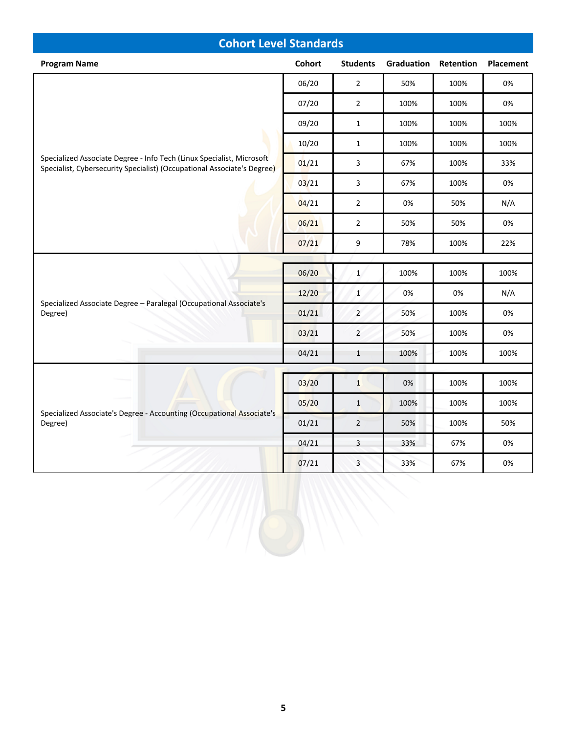## Cohort Level Standards

| Program Name | Cohort | Students | Graduation | Retention | Placement |
|---|---|---|---|---|---|
| Specialized Associate Degree - Info Tech (Linux Specialist, Microsoft Specialist, Cybersecurity Specialist) (Occupational Associate's Degree) | 06/20 | 2 | 50% | 100% | 0% |
| | 07/20 | 2 | 100% | 100% | 0% |
| | 09/20 | 1 | 100% | 100% | 100% |
| | 10/20 | 1 | 100% | 100% | 100% |
| | 01/21 | 3 | 67% | 100% | 33% |
| | 03/21 | 3 | 67% | 100% | 0% |
| | 04/21 | 2 | 0% | 50% | N/A |
| | 06/21 | 2 | 50% | 50% | 0% |
| | 07/21 | 9 | 78% | 100% | 22% |
| Specialized Associate Degree – Paralegal (Occupational Associate's Degree) | 06/20 | 1 | 100% | 100% | 100% |
| | 12/20 | 1 | 0% | 0% | N/A |
| | 01/21 | 2 | 50% | 100% | 0% |
| | 03/21 | 2 | 50% | 100% | 0% |
| | 04/21 | 1 | 100% | 100% | 100% |
| Specialized Associate's Degree - Accounting (Occupational Associate's Degree) | 03/20 | 1 | 0% | 100% | 100% |
| | 05/20 | 1 | 100% | 100% | 100% |
| | 01/21 | 2 | 50% | 100% | 50% |
| | 04/21 | 3 | 33% | 67% | 0% |
| | 07/21 | 3 | 33% | 67% | 0% |